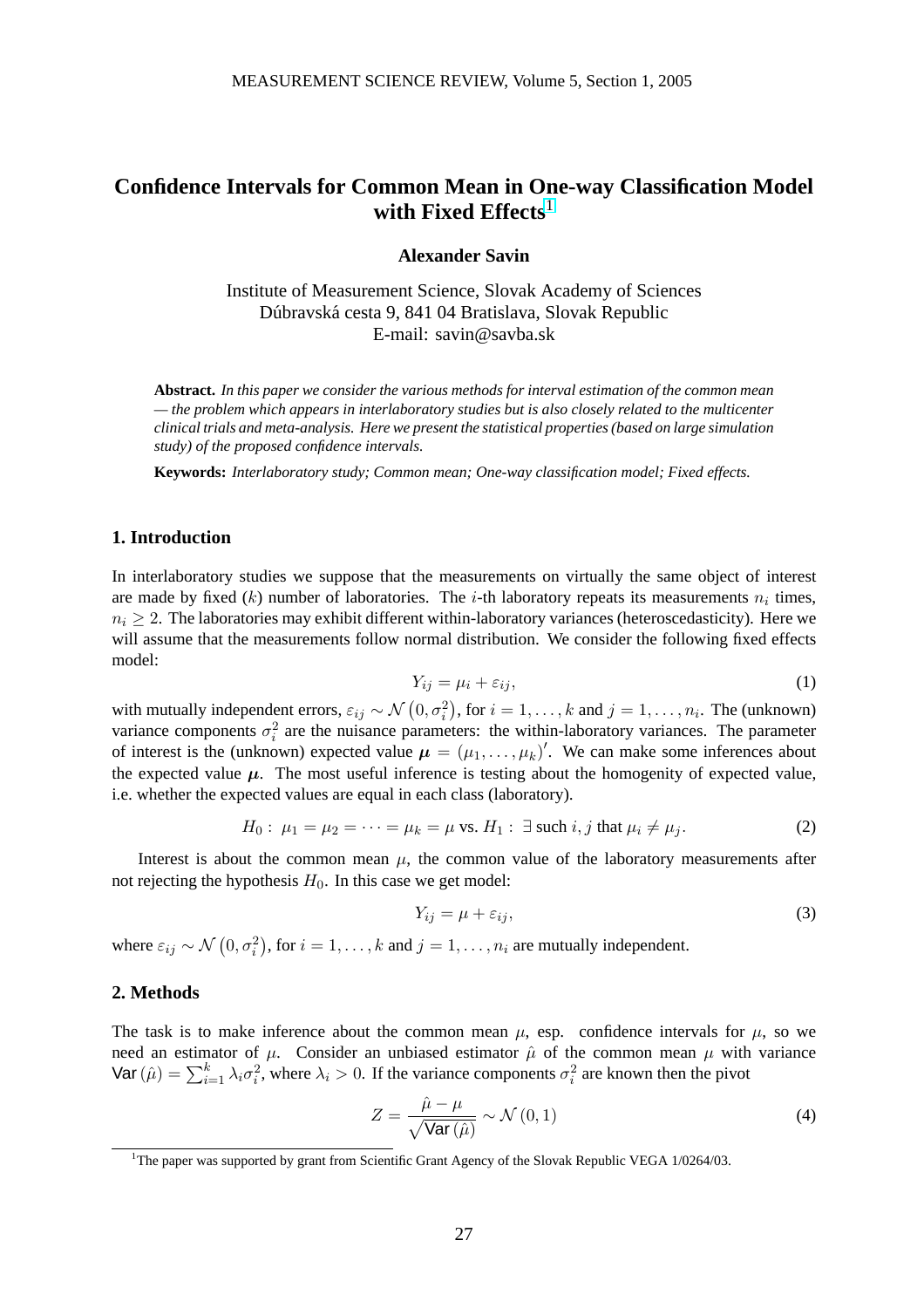# Confidence Intervals for Common Mean in One-way Classification Model with Fixed Effects[1]

**Alexander Savin**

Institute of Measurement Science, Slovak Academy of Sciences
Dúbravská cesta 9, 841 04 Bratislava, Slovak Republic
E-mail: savin@savba.sk

**Abstract.** *In this paper we consider the various methods for interval estimation of the common mean — the problem which appears in interlaboratory studies but is also closely related to the multicenter clinical trials and meta-analysis. Here we present the statistical properties (based on large simulation study) of the proposed confidence intervals.*

**Keywords:** *Interlaboratory study; Common mean; One-way classification model; Fixed effects.*

## 1. Introduction

In interlaboratory studies we suppose that the measurements on virtually the same object of interest are made by fixed ($k$) number of laboratories. The $i$-th laboratory repeats its measurements $n_i$ times, $n_i \geq 2$. The laboratories may exhibit different within-laboratory variances (heteroscedasticity). Here we will assume that the measurements follow normal distribution. We consider the following fixed effects model:

$$Y_{ij} = \mu_i + \varepsilon_{ij}, \tag{1}$$

with mutually independent errors, $\varepsilon_{ij} \sim \mathcal{N}\left(0, \sigma_i^2\right)$, for $i = 1, \ldots, k$ and $j = 1, \ldots, n_i$. The (unknown) variance components $\sigma_i^2$ are the nuisance parameters: the within-laboratory variances. The parameter of interest is the (unknown) expected value $\boldsymbol{\mu} = (\mu_1, \ldots, \mu_k)'$. We can make some inferences about the expected value $\boldsymbol{\mu}$. The most useful inference is testing about the homogenity of expected value, i.e. whether the expected values are equal in each class (laboratory).

$$H_0: \ \mu_1 = \mu_2 = \cdots = \mu_k = \mu \text{ vs. } H_1: \ \exists \text{ such } i, j \text{ that } \mu_i \neq \mu_j. \tag{2}$$

Interest is about the common mean $\mu$, the common value of the laboratory measurements after not rejecting the hypothesis $H_0$. In this case we get model:

$$Y_{ij} = \mu + \varepsilon_{ij}, \tag{3}$$

where $\varepsilon_{ij} \sim \mathcal{N}\left(0, \sigma_i^2\right)$, for $i = 1, \ldots, k$ and $j = 1, \ldots, n_i$ are mutually independent.

## 2. Methods

The task is to make inference about the common mean $\mu$, esp. confidence intervals for $\mu$, so we need an estimator of $\mu$. Consider an unbiased estimator $\hat{\mu}$ of the common mean $\mu$ with variance $\mathsf{Var}\left(\hat{\mu}\right) = \sum_{i=1}^{k} \lambda_i \sigma_i^2$, where $\lambda_i > 0$. If the variance components $\sigma_i^2$ are known then the pivot

$$Z = \frac{\hat{\mu} - \mu}{\sqrt{\mathsf{Var}\left(\hat{\mu}\right)}} \sim \mathcal{N}\left(0, 1\right) \tag{4}$$

[1] The paper was supported by grant from Scientific Grant Agency of the Slovak Republic VEGA 1/0264/03.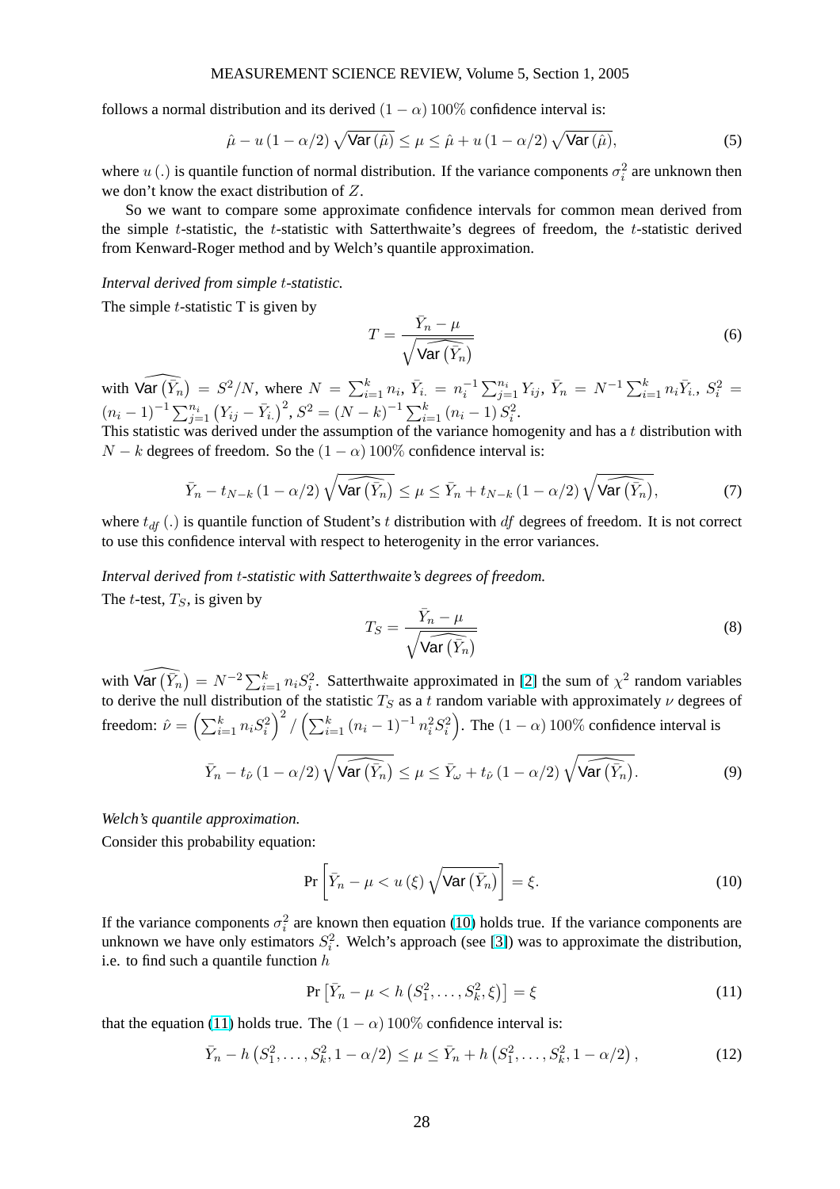follows a normal distribution and its derived $(1-\alpha)\,100\%$ confidence interval is:

$$\hat{\mu} - u\,(1-\alpha/2)\,\sqrt{\mathsf{Var}\,(\hat{\mu})} \leq \mu \leq \hat{\mu} + u\,(1-\alpha/2)\,\sqrt{\mathsf{Var}\,(\hat{\mu})}, \tag{5}$$

where $u\,(.)$ is quantile function of normal distribution. If the variance components $\sigma_i^2$ are unknown then we don't know the exact distribution of $Z$.

So we want to compare some approximate confidence intervals for common mean derived from the simple $t$-statistic, the $t$-statistic with Satterthwaite's degrees of freedom, the $t$-statistic derived from Kenward-Roger method and by Welch's quantile approximation.

*Interval derived from simple $t$-statistic.*

The simple $t$-statistic T is given by

$$T = \frac{\bar{Y}_n - \mu}{\sqrt{\widehat{\mathsf{Var}\,(\bar{Y}_n)}}} \tag{6}$$

with $\widehat{\mathsf{Var}\,(\bar{Y}_n)} = S^2/N$, where $N = \sum_{i=1}^{k} n_i$, $\bar{Y}_{i.} = n_i^{-1}\sum_{j=1}^{n_i} Y_{ij}$, $\bar{Y}_n = N^{-1}\sum_{i=1}^{k} n_i \bar{Y}_{i.}$, $S_i^2 = (n_i-1)^{-1}\sum_{j=1}^{n_i}\left(Y_{ij}-\bar{Y}_{i.}\right)^2$, $S^2 = (N-k)^{-1}\sum_{i=1}^{k}(n_i-1)\,S_i^2$.

This statistic was derived under the assumption of the variance homogenity and has a $t$ distribution with $N-k$ degrees of freedom. So the $(1-\alpha)\,100\%$ confidence interval is:

$$\bar{Y}_n - t_{N-k}\,(1-\alpha/2)\,\sqrt{\widehat{\mathsf{Var}\,(\bar{Y}_n)}} \leq \mu \leq \bar{Y}_n + t_{N-k}\,(1-\alpha/2)\,\sqrt{\widehat{\mathsf{Var}\,(\bar{Y}_n)}}, \tag{7}$$

where $t_{df}\,(.)$ is quantile function of Student's $t$ distribution with $df$ degrees of freedom. It is not correct to use this confidence interval with respect to heterogenity in the error variances.

*Interval derived from $t$-statistic with Satterthwaite's degrees of freedom.*

The $t$-test, $T_S$, is given by

$$T_S = \frac{\bar{Y}_n - \mu}{\sqrt{\widehat{\mathsf{Var}\,(\bar{Y}_n)}}} \tag{8}$$

with $\widehat{\mathsf{Var}\,(\bar{Y}_n)} = N^{-2}\sum_{i=1}^{k} n_i S_i^2$. Satterthwaite approximated in [2] the sum of $\chi^2$ random variables to derive the null distribution of the statistic $T_S$ as a $t$ random variable with approximately $\nu$ degrees of freedom: $\hat{\nu} = \left(\sum_{i=1}^{k} n_i S_i^2\right)^2 / \left(\sum_{i=1}^{k}(n_i-1)^{-1} n_i^2 S_i^2\right)$. The $(1-\alpha)\,100\%$ confidence interval is

$$\bar{Y}_n - t_{\hat{\nu}}\,(1-\alpha/2)\,\sqrt{\widehat{\mathsf{Var}\,(\bar{Y}_n)}} \leq \mu \leq \bar{Y}_\omega + t_{\hat{\nu}}\,(1-\alpha/2)\,\sqrt{\widehat{\mathsf{Var}\,(\bar{Y}_n)}}. \tag{9}$$

*Welch's quantile approximation.*

Consider this probability equation:

$$\Pr\left[\bar{Y}_n - \mu < u\,(\xi)\,\sqrt{\mathsf{Var}\,(\bar{Y}_n)}\right] = \xi. \tag{10}$$

If the variance components $\sigma_i^2$ are known then equation (10) holds true. If the variance components are unknown we have only estimators $S_i^2$. Welch's approach (see [3]) was to approximate the distribution, i.e. to find such a quantile function $h$

$$\Pr\left[\bar{Y}_n - \mu < h\left(S_1^2,\ldots,S_k^2,\xi\right)\right] = \xi \tag{11}$$

that the equation (11) holds true. The $(1-\alpha)\,100\%$ confidence interval is:

$$\bar{Y}_n - h\left(S_1^2,\ldots,S_k^2,1-\alpha/2\right) \leq \mu \leq \bar{Y}_n + h\left(S_1^2,\ldots,S_k^2,1-\alpha/2\right), \tag{12}$$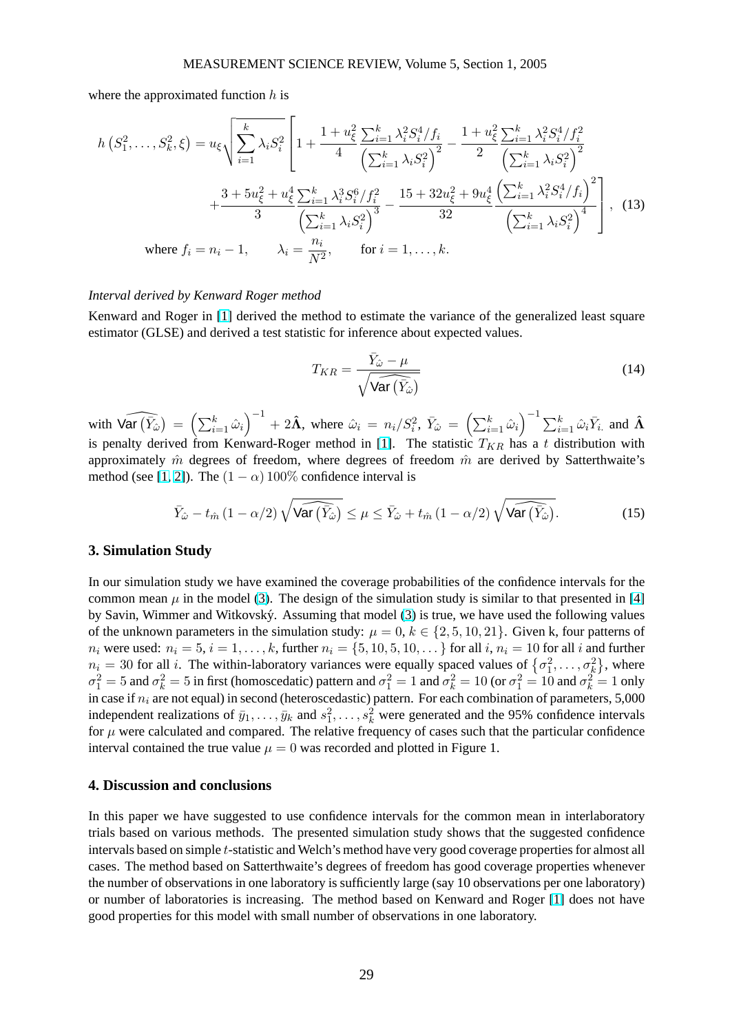where the approximated function $h$ is

$$h\left(S_1^2,\ldots,S_k^2,\xi\right) = u_\xi \sqrt{\sum_{i=1}^{k} \lambda_i S_i^2}\left[1 + \frac{1+u_\xi^2}{4}\frac{\sum_{i=1}^{k}\lambda_i^2 S_i^4/f_i}{\left(\sum_{i=1}^{k}\lambda_i S_i^2\right)^2} - \frac{1+u_\xi^2}{2}\frac{\sum_{i=1}^{k}\lambda_i^2 S_i^4/f_i^2}{\left(\sum_{i=1}^{k}\lambda_i S_i^2\right)^2}\right.$$
$$\left. + \frac{3+5u_\xi^2+u_\xi^4}{3}\frac{\sum_{i=1}^{k}\lambda_i^3 S_i^6/f_i^2}{\left(\sum_{i=1}^{k}\lambda_i S_i^2\right)^3} - \frac{15+32u_\xi^2+9u_\xi^4}{32}\frac{\left(\sum_{i=1}^{k}\lambda_i^2 S_i^4/f_i\right)^2}{\left(\sum_{i=1}^{k}\lambda_i S_i^2\right)^4}\right], \quad (13)$$

$$\text{where } f_i = n_i - 1, \qquad \lambda_i = \frac{n_i}{N^2}, \qquad \text{for } i = 1,\ldots,k.$$

*Interval derived by Kenward Roger method*

Kenward and Roger in [1] derived the method to estimate the variance of the generalized least square estimator (GLSE) and derived a test statistic for inference about expected values.

$$T_{KR} = \frac{\bar{Y}_{\hat{\omega}} - \mu}{\sqrt{\widehat{\mathsf{Var}\left(\bar{Y}_{\hat{\omega}}\right)}}} \quad (14)$$

with $\widehat{\mathsf{Var}\left(\bar{Y}_{\hat{\omega}}\right)} = \left(\sum_{i=1}^{k}\hat{\omega}_i\right)^{-1} + 2\hat{\mathbf{\Lambda}}$, where $\hat{\omega}_i = n_i/S_i^2$, $\bar{Y}_{\hat{\omega}} = \left(\sum_{i=1}^{k}\hat{\omega}_i\right)^{-1}\sum_{i=1}^{k}\hat{\omega}_i\bar{Y}_{i.}$ and $\hat{\mathbf{\Lambda}}$ is penalty derived from Kenward-Roger method in [1]. The statistic $T_{KR}$ has a $t$ distribution with approximately $\hat{m}$ degrees of freedom, where degrees of freedom $\hat{m}$ are derived by Satterthwaite's method (see [1, 2]). The $(1-\alpha)\,100\%$ confidence interval is

$$\bar{Y}_{\hat{\omega}} - t_{\hat{m}}\left(1-\alpha/2\right)\sqrt{\widehat{\mathsf{Var}\left(\bar{Y}_{\hat{\omega}}\right)}} \le \mu \le \bar{Y}_{\hat{\omega}} + t_{\hat{m}}\left(1-\alpha/2\right)\sqrt{\widehat{\mathsf{Var}\left(\bar{Y}_{\hat{\omega}}\right)}}. \quad (15)$$

## 3. Simulation Study

In our simulation study we have examined the coverage probabilities of the confidence intervals for the common mean $\mu$ in the model (3). The design of the simulation study is similar to that presented in [4] by Savin, Wimmer and Witkovský. Assuming that model (3) is true, we have used the following values of the unknown parameters in the simulation study: $\mu = 0$, $k \in \{2, 5, 10, 21\}$. Given k, four patterns of $n_i$ were used: $n_i = 5$, $i = 1,\ldots,k$, further $n_i = \{5, 10, 5, 10, \ldots\}$ for all $i$, $n_i = 10$ for all $i$ and further $n_i = 30$ for all $i$. The within-laboratory variances were equally spaced values of $\left\{\sigma_1^2,\ldots,\sigma_k^2\right\}$, where $\sigma_1^2 = 5$ and $\sigma_k^2 = 5$ in first (homoscedatic) pattern and $\sigma_1^2 = 1$ and $\sigma_k^2 = 10$ (or $\sigma_1^2 = 10$ and $\sigma_k^2 = 1$ only in case if $n_i$ are not equal) in second (heteroscedastic) pattern. For each combination of parameters, 5,000 independent realizations of $\bar{y}_1,\ldots,\bar{y}_k$ and $s_1^2,\ldots,s_k^2$ were generated and the 95% confidence intervals for $\mu$ were calculated and compared. The relative frequency of cases such that the particular confidence interval contained the true value $\mu = 0$ was recorded and plotted in Figure 1.

## 4. Discussion and conclusions

In this paper we have suggested to use confidence intervals for the common mean in interlaboratory trials based on various methods. The presented simulation study shows that the suggested confidence intervals based on simple $t$-statistic and Welch's method have very good coverage properties for almost all cases. The method based on Satterthwaite's degrees of freedom has good coverage properties whenever the number of observations in one laboratory is sufficiently large (say 10 observations per one laboratory) or number of laboratories is increasing. The method based on Kenward and Roger [1] does not have good properties for this model with small number of observations in one laboratory.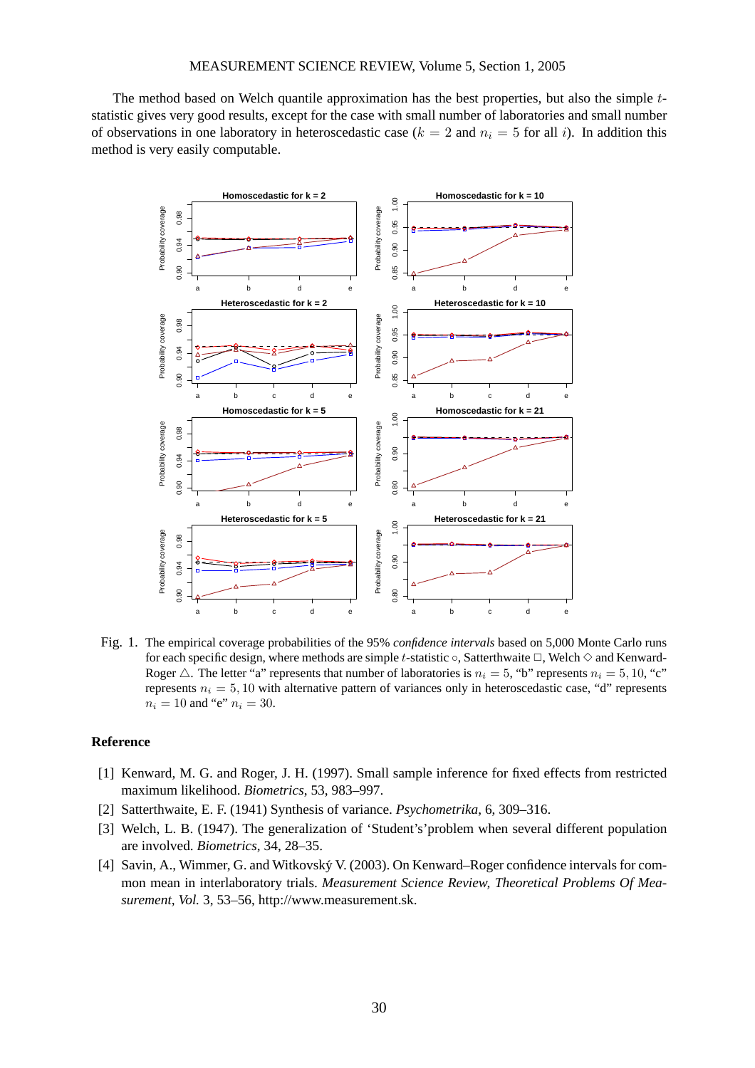The method based on Welch quantile approximation has the best properties, but also the simple $t$-statistic gives very good results, except for the case with small number of laboratories and small number of observations in one laboratory in heteroscedastic case ($k = 2$ and $n_i = 5$ for all $i$). In addition this method is very easily computable.

Homoscedastic for k = 2
Homoscedastic for k = 10
Heteroscedastic for k = 2
Heteroscedastic for k = 10
Homoscedastic for k = 5
Homoscedastic for k = 21
Heteroscedastic for k = 5
Heteroscedastic for k = 21

Fig. 1. The empirical coverage probabilities of the 95% *confidence intervals* based on 5,000 Monte Carlo runs for each specific design, where methods are simple $t$-statistic $\circ$, Satterthwaite $\square$, Welch $\diamond$ and Kenward-Roger $\triangle$. The letter "a" represents that number of laboratories is $n_i = 5$, "b" represents $n_i = 5, 10$, "c" represents $n_i = 5, 10$ with alternative pattern of variances only in heteroscedastic case, "d" represents $n_i = 10$ and "e" $n_i = 30$.

## Reference

[1] Kenward, M. G. and Roger, J. H. (1997). Small sample inference for fixed effects from restricted maximum likelihood. *Biometrics*, 53, 983–997.

[2] Satterthwaite, E. F. (1941) Synthesis of variance. *Psychometrika*, 6, 309–316.

[3] Welch, L. B. (1947). The generalization of 'Student's'problem when several different population are involved. *Biometrics*, 34, 28–35.

[4] Savin, A., Wimmer, G. and Witkovský V. (2003). On Kenward–Roger confidence intervals for common mean in interlaboratory trials. *Measurement Science Review, Theoretical Problems Of Measurement, Vol.* 3, 53–56, http://www.measurement.sk.